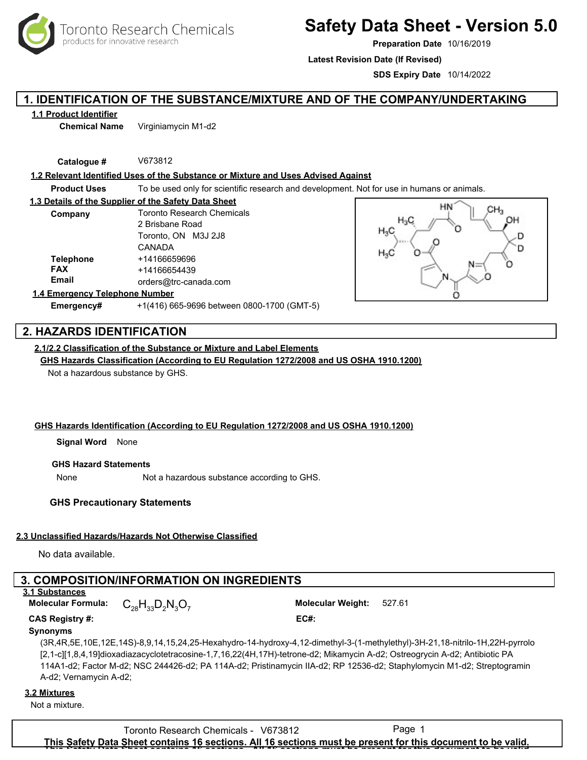Toronto Research Chemicals
products for innovative research

# Safety Data Sheet - Version 5.0

**Preparation Date** 10/16/2019

**Latest Revision Date (If Revised)**

**SDS Expiry Date** 10/14/2022

## 1. IDENTIFICATION OF THE SUBSTANCE/MIXTURE AND OF THE COMPANY/UNDERTAKING

### 1.1 Product Identifier

**Chemical Name** Virginiamycin M1-d2

**Catalogue #** V673812

### 1.2 Relevant Identified Uses of the Substance or Mixture and Uses Advised Against

**Product Uses** To be used only for scientific research and development. Not for use in humans or animals.

### 1.3 Details of the Supplier of the Safety Data Sheet

**Company** Toronto Research Chemicals
2 Brisbane Road
Toronto, ON M3J 2J8
CANADA

**Telephone** +14166659696

**FAX** +14166654439

**Email** orders@trc-canada.com

### 1.4 Emergency Telephone Number

**Emergency#** +1(416) 665-9696 between 0800-1700 (GMT-5)

## 2. HAZARDS IDENTIFICATION

### 2.1/2.2 Classification of the Substance or Mixture and Label Elements

**GHS Hazards Classification (According to EU Regulation 1272/2008 and US OSHA 1910.1200)**

Not a hazardous substance by GHS.

**GHS Hazards Identification (According to EU Regulation 1272/2008 and US OSHA 1910.1200)**

**Signal Word** None

**GHS Hazard Statements**

None Not a hazardous substance according to GHS.

**GHS Precautionary Statements**

### 2.3 Unclassified Hazards/Hazards Not Otherwise Classified

No data available.

## 3. COMPOSITION/INFORMATION ON INGREDIENTS

### 3.1 Substances

**Molecular Formula:** $C_{28}H_{33}D_2N_3O_7$

**Molecular Weight:** 527.61

**CAS Registry #:**

**EC#:**

**Synonyms**

(3R,4R,5E,10E,12E,14S)-8,9,14,15,24,25-Hexahydro-14-hydroxy-4,12-dimethyl-3-(1-methylethyl)-3H-21,18-nitrilo-1H,22H-pyrrolo[2,1-c][1,8,4,19]dioxadiazacyclotetracosine-1,7,16,22(4H,17H)-tetrone-d2; Mikamycin A-d2; Ostreogrycin A-d2; Antibiotic PA 114A1-d2; Factor M-d2; NSC 244426-d2; PA 114A-d2; Pristinamycin IIA-d2; RP 12536-d2; Staphylomycin M1-d2; Streptogramin A-d2; Vernamycin A-d2;

### 3.2 Mixtures

Not a mixture.

This Safety Data Sheet contains 16 sections. All 16 sections must be present for this document to be valid.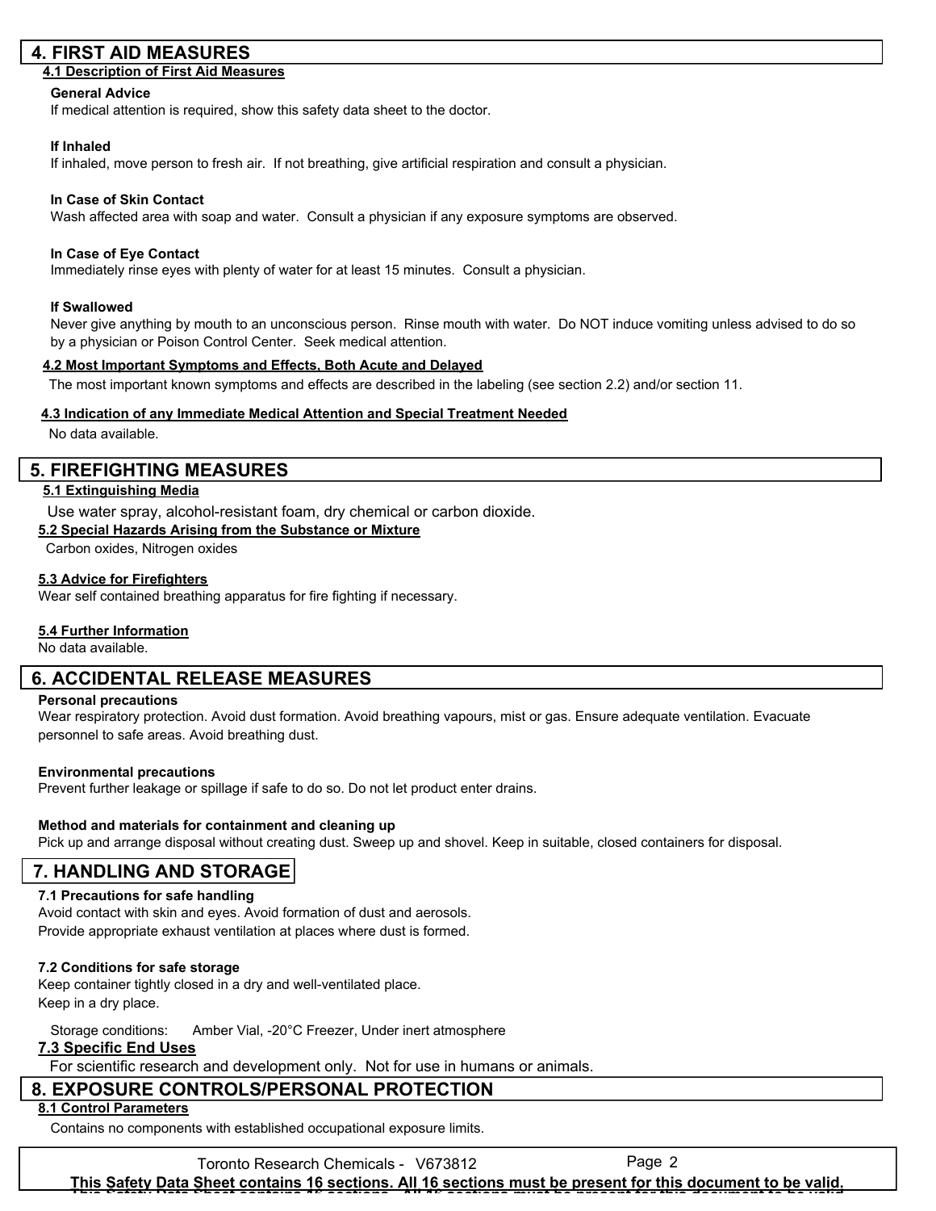## 4. FIRST AID MEASURES

### 4.1 Description of First Aid Measures

**General Advice**

If medical attention is required, show this safety data sheet to the doctor.

**If Inhaled**

If inhaled, move person to fresh air. If not breathing, give artificial respiration and consult a physician.

**In Case of Skin Contact**

Wash affected area with soap and water. Consult a physician if any exposure symptoms are observed.

**In Case of Eye Contact**

Immediately rinse eyes with plenty of water for at least 15 minutes. Consult a physician.

**If Swallowed**

Never give anything by mouth to an unconscious person. Rinse mouth with water. Do NOT induce vomiting unless advised to do so by a physician or Poison Control Center. Seek medical attention.

### 4.2 Most Important Symptoms and Effects, Both Acute and Delayed

The most important known symptoms and effects are described in the labeling (see section 2.2) and/or section 11.

### 4.3 Indication of any Immediate Medical Attention and Special Treatment Needed

No data available.

## 5. FIREFIGHTING MEASURES

### 5.1 Extinguishing Media

Use water spray, alcohol-resistant foam, dry chemical or carbon dioxide.

### 5.2 Special Hazards Arising from the Substance or Mixture

Carbon oxides, Nitrogen oxides

### 5.3 Advice for Firefighters

Wear self contained breathing apparatus for fire fighting if necessary.

### 5.4 Further Information

No data available.

## 6. ACCIDENTAL RELEASE MEASURES

**Personal precautions**

Wear respiratory protection. Avoid dust formation. Avoid breathing vapours, mist or gas. Ensure adequate ventilation. Evacuate personnel to safe areas. Avoid breathing dust.

**Environmental precautions**

Prevent further leakage or spillage if safe to do so. Do not let product enter drains.

**Method and materials for containment and cleaning up**

Pick up and arrange disposal without creating dust. Sweep up and shovel. Keep in suitable, closed containers for disposal.

## 7. HANDLING AND STORAGE

### 7.1 Precautions for safe handling

Avoid contact with skin and eyes. Avoid formation of dust and aerosols.
Provide appropriate exhaust ventilation at places where dust is formed.

### 7.2 Conditions for safe storage

Keep container tightly closed in a dry and well-ventilated place.
Keep in a dry place.

Storage conditions: Amber Vial, -20°C Freezer, Under inert atmosphere

### 7.3 Specific End Uses

For scientific research and development only. Not for use in humans or animals.

## 8. EXPOSURE CONTROLS/PERSONAL PROTECTION

### 8.1 Control Parameters

Contains no components with established occupational exposure limits.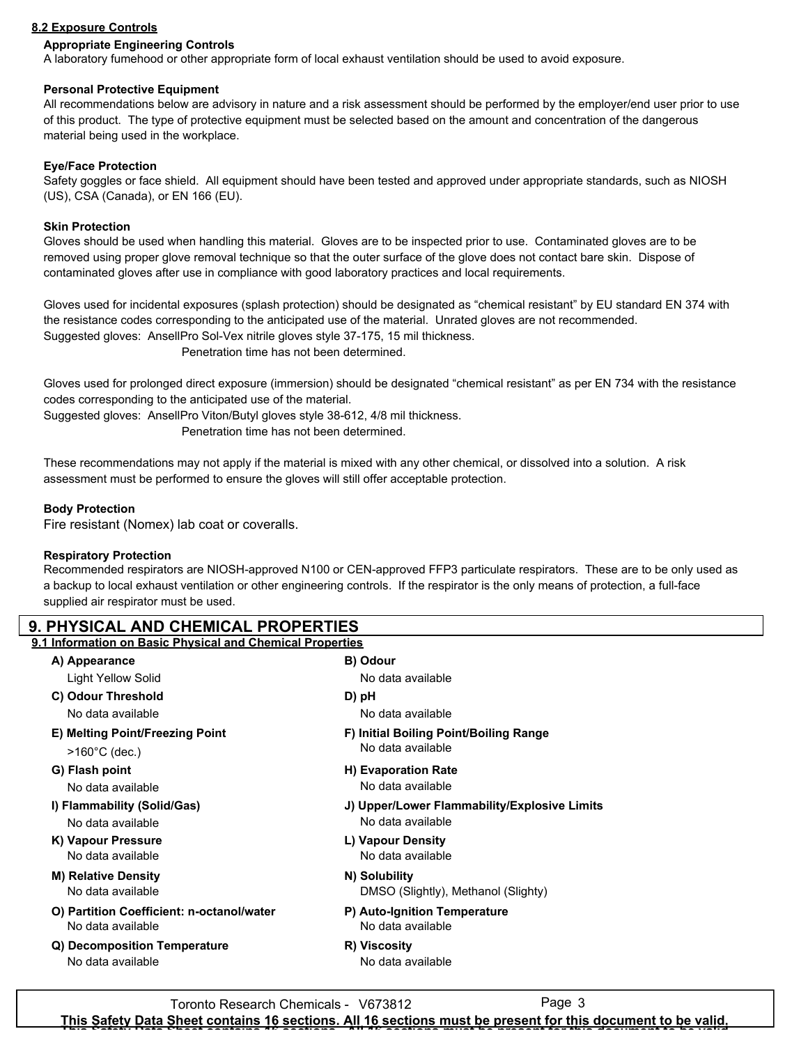#### 8.2 Exposure Controls

**Appropriate Engineering Controls**

A laboratory fumehood or other appropriate form of local exhaust ventilation should be used to avoid exposure.

**Personal Protective Equipment**

All recommendations below are advisory in nature and a risk assessment should be performed by the employer/end user prior to use of this product. The type of protective equipment must be selected based on the amount and concentration of the dangerous material being used in the workplace.

**Eye/Face Protection**

Safety goggles or face shield. All equipment should have been tested and approved under appropriate standards, such as NIOSH (US), CSA (Canada), or EN 166 (EU).

**Skin Protection**

Gloves should be used when handling this material. Gloves are to be inspected prior to use. Contaminated gloves are to be removed using proper glove removal technique so that the outer surface of the glove does not contact bare skin. Dispose of contaminated gloves after use in compliance with good laboratory practices and local requirements.

Gloves used for incidental exposures (splash protection) should be designated as “chemical resistant” by EU standard EN 374 with the resistance codes corresponding to the anticipated use of the material. Unrated gloves are not recommended.
Suggested gloves: AnsellPro Sol-Vex nitrile gloves style 37-175, 15 mil thickness.
Penetration time has not been determined.

Gloves used for prolonged direct exposure (immersion) should be designated “chemical resistant” as per EN 734 with the resistance codes corresponding to the anticipated use of the material.
Suggested gloves: AnsellPro Viton/Butyl gloves style 38-612, 4/8 mil thickness.
Penetration time has not been determined.

These recommendations may not apply if the material is mixed with any other chemical, or dissolved into a solution. A risk assessment must be performed to ensure the gloves will still offer acceptable protection.

**Body Protection**

Fire resistant (Nomex) lab coat or coveralls.

**Respiratory Protection**

Recommended respirators are NIOSH-approved N100 or CEN-approved FFP3 particulate respirators. These are to be only used as a backup to local exhaust ventilation or other engineering controls. If the respirator is the only means of protection, a full-face supplied air respirator must be used.

## 9. PHYSICAL AND CHEMICAL PROPERTIES

#### 9.1 Information on Basic Physical and Chemical Properties

**A) Appearance**
Light Yellow Solid

**B) Odour**
No data available

**C) Odour Threshold**
No data available

**D) pH**
No data available

**E) Melting Point/Freezing Point**
>160°C (dec.)

**F) Initial Boiling Point/Boiling Range**
No data available

**G) Flash point**
No data available

**H) Evaporation Rate**
No data available

**I) Flammability (Solid/Gas)**
No data available

**J) Upper/Lower Flammability/Explosive Limits**
No data available

**K) Vapour Pressure**
No data available

**L) Vapour Density**
No data available

**M) Relative Density**
No data available

**N) Solubility**
DMSO (Slightly), Methanol (Slighty)

**O) Partition Coefficient: n-octanol/water**
No data available

**P) Auto-Ignition Temperature**
No data available

**Q) Decomposition Temperature**
No data available

**R) Viscosity**
No data available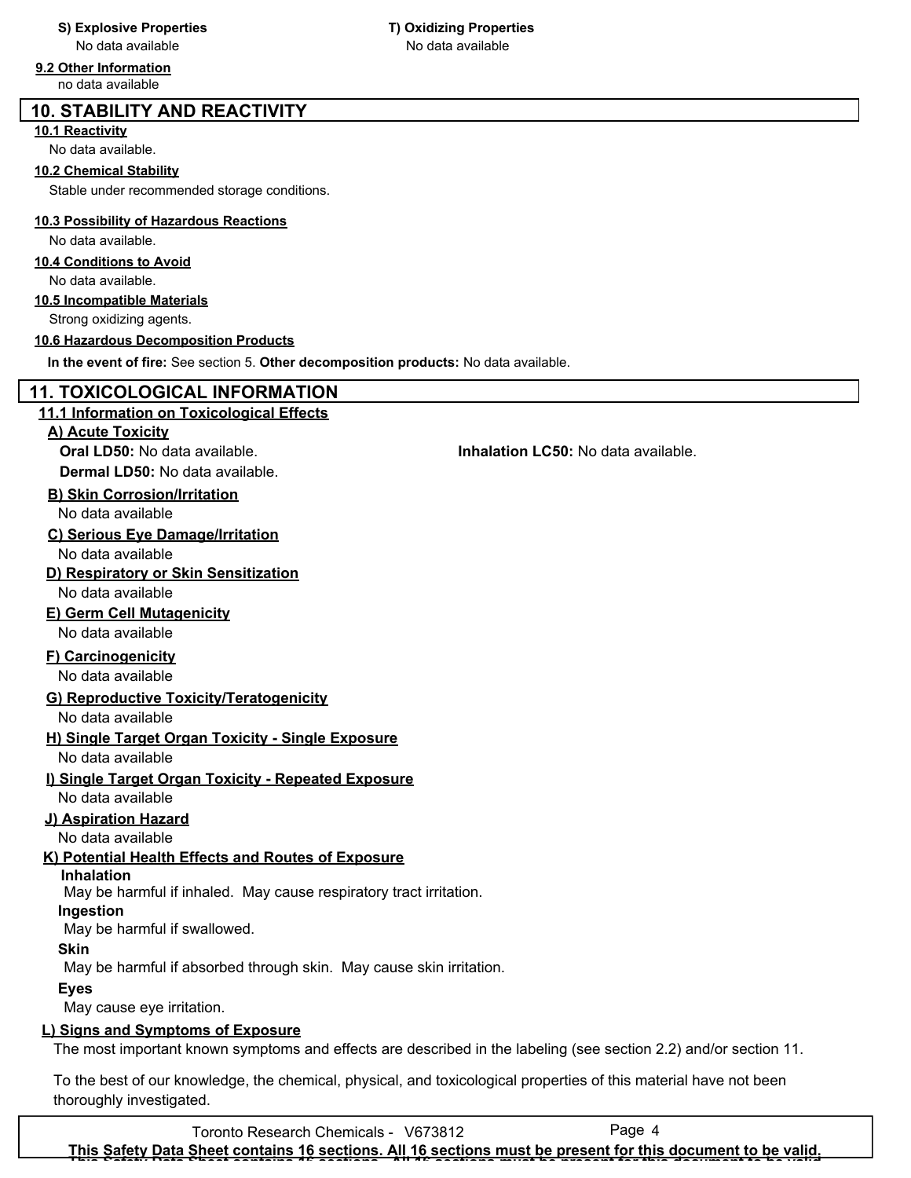**S) Explosive Properties**
No data available

**T) Oxidizing Properties**
No data available

**9.2 Other Information**
no data available

## 10. STABILITY AND REACTIVITY

**10.1 Reactivity**
No data available.

**10.2 Chemical Stability**
Stable under recommended storage conditions.

**10.3 Possibility of Hazardous Reactions**
No data available.

**10.4 Conditions to Avoid**
No data available.

**10.5 Incompatible Materials**
Strong oxidizing agents.

**10.6 Hazardous Decomposition Products**
**In the event of fire:** See section 5. **Other decomposition products:** No data available.

## 11. TOXICOLOGICAL INFORMATION

**11.1 Information on Toxicological Effects**

**A) Acute Toxicity**
**Oral LD50:** No data available.
**Inhalation LC50:** No data available.
**Dermal LD50:** No data available.

**B) Skin Corrosion/Irritation**
No data available

**C) Serious Eye Damage/Irritation**
No data available

**D) Respiratory or Skin Sensitization**
No data available

**E) Germ Cell Mutagenicity**
No data available

**F) Carcinogenicity**
No data available

**G) Reproductive Toxicity/Teratogenicity**
No data available

**H) Single Target Organ Toxicity - Single Exposure**
No data available

**I) Single Target Organ Toxicity - Repeated Exposure**
No data available

**J) Aspiration Hazard**
No data available

**K) Potential Health Effects and Routes of Exposure**

**Inhalation**
May be harmful if inhaled. May cause respiratory tract irritation.

**Ingestion**
May be harmful if swallowed.

**Skin**
May be harmful if absorbed through skin. May cause skin irritation.

**Eyes**
May cause eye irritation.

**L) Signs and Symptoms of Exposure**
The most important known symptoms and effects are described in the labeling (see section 2.2) and/or section 11.

To the best of our knowledge, the chemical, physical, and toxicological properties of this material have not been thoroughly investigated.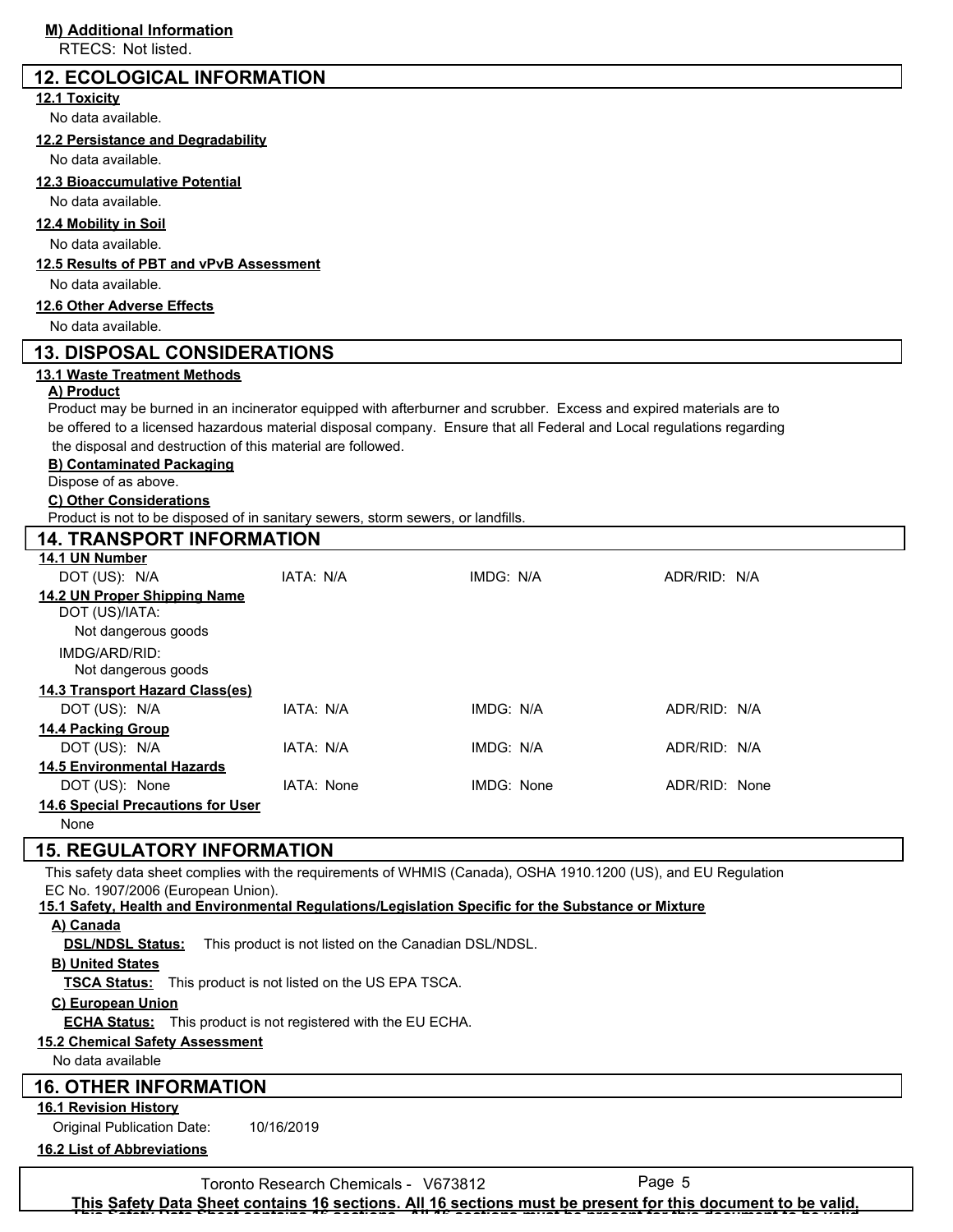**M) Additional Information**

RTECS: Not listed.

## 12. ECOLOGICAL INFORMATION

**12.1 Toxicity**

No data available.

**12.2 Persistance and Degradability**

No data available.

**12.3 Bioaccumulative Potential**

No data available.

**12.4 Mobility in Soil**

No data available.

**12.5 Results of PBT and vPvB Assessment**

No data available.

**12.6 Other Adverse Effects**

No data available.

## 13. DISPOSAL CONSIDERATIONS

**13.1 Waste Treatment Methods**

**A) Product**

Product may be burned in an incinerator equipped with afterburner and scrubber. Excess and expired materials are to be offered to a licensed hazardous material disposal company. Ensure that all Federal and Local regulations regarding the disposal and destruction of this material are followed.

**B) Contaminated Packaging**

Dispose of as above.

**C) Other Considerations**

Product is not to be disposed of in sanitary sewers, storm sewers, or landfills.

## 14. TRANSPORT INFORMATION

**14.1 UN Number**

| DOT (US): N/A | IATA: N/A | IMDG: N/A | ADR/RID: N/A |
|---|---|---|---|

**14.2 UN Proper Shipping Name**

DOT (US)/IATA:
Not dangerous goods

IMDG/ARD/RID:
Not dangerous goods

**14.3 Transport Hazard Class(es)**

| DOT (US): N/A | IATA: N/A | IMDG: N/A | ADR/RID: N/A |
|---|---|---|---|

**14.4 Packing Group**

| DOT (US): N/A | IATA: N/A | IMDG: N/A | ADR/RID: N/A |
|---|---|---|---|

**14.5 Environmental Hazards**

| DOT (US): None | IATA: None | IMDG: None | ADR/RID: None |
|---|---|---|---|

**14.6 Special Precautions for User**

None

## 15. REGULATORY INFORMATION

This safety data sheet complies with the requirements of WHMIS (Canada), OSHA 1910.1200 (US), and EU Regulation EC No. 1907/2006 (European Union).

**15.1 Safety, Health and Environmental Regulations/Legislation Specific for the Substance or Mixture**

**A) Canada**

**DSL/NDSL Status:** This product is not listed on the Canadian DSL/NDSL.

**B) United States**

**TSCA Status:** This product is not listed on the US EPA TSCA.

**C) European Union**

**ECHA Status:** This product is not registered with the EU ECHA.

**15.2 Chemical Safety Assessment**

No data available

## 16. OTHER INFORMATION

**16.1 Revision History**

Original Publication Date: 10/16/2019

**16.2 List of Abbreviations**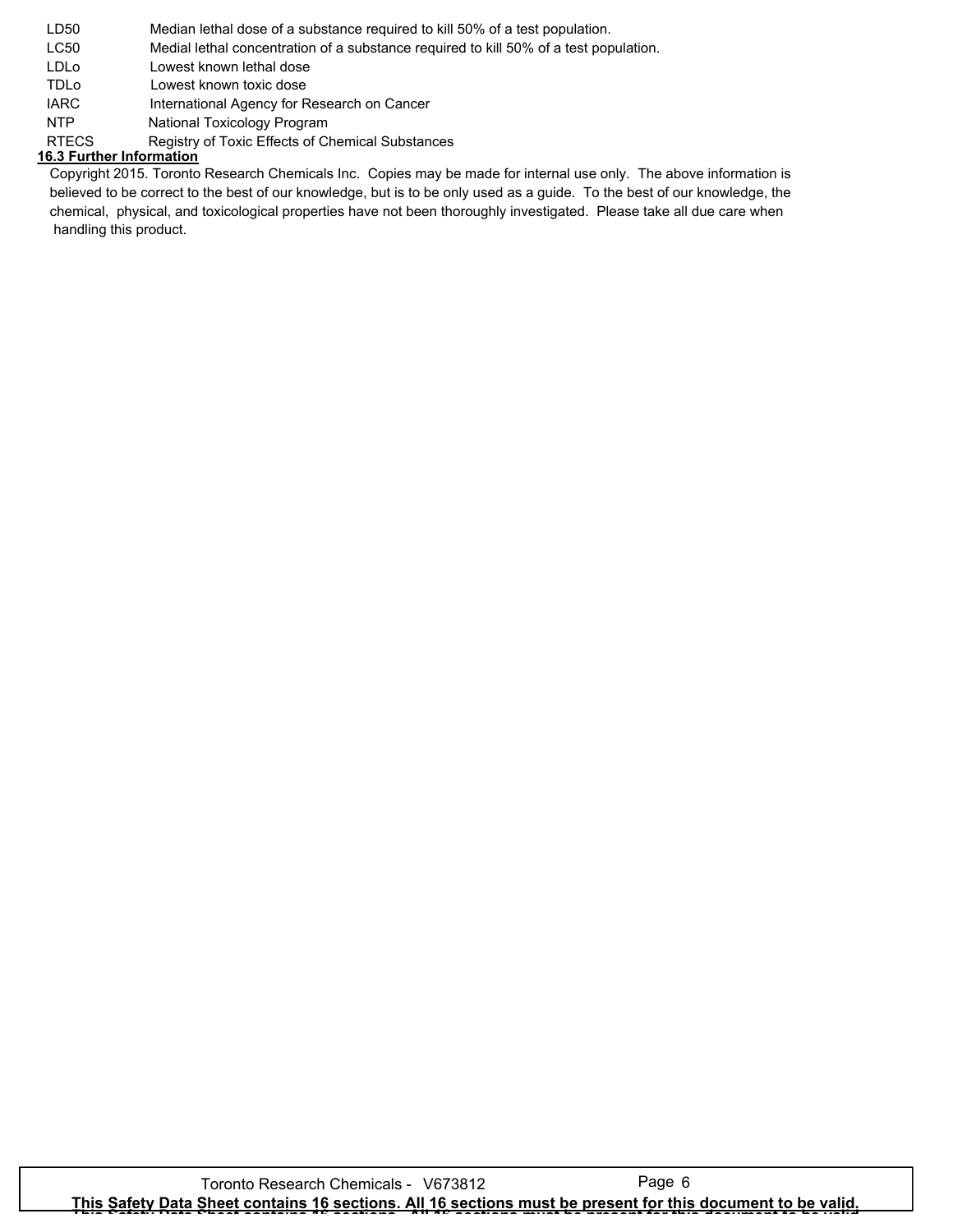| | |
|---|---|
| LD50 | Median lethal dose of a substance required to kill 50% of a test population. |
| LC50 | Medial lethal concentration of a substance required to kill 50% of a test population. |
| LDLo | Lowest known lethal dose |
| TDLo | Lowest known toxic dose |
| IARC | International Agency for Research on Cancer |
| NTP | National Toxicology Program |
| RTECS | Registry of Toxic Effects of Chemical Substances |

**16.3 Further Information**

Copyright 2015. Toronto Research Chemicals Inc. Copies may be made for internal use only. The above information is believed to be correct to the best of our knowledge, but is to be only used as a guide. To the best of our knowledge, the chemical, physical, and toxicological properties have not been thoroughly investigated. Please take all due care when handling this product.